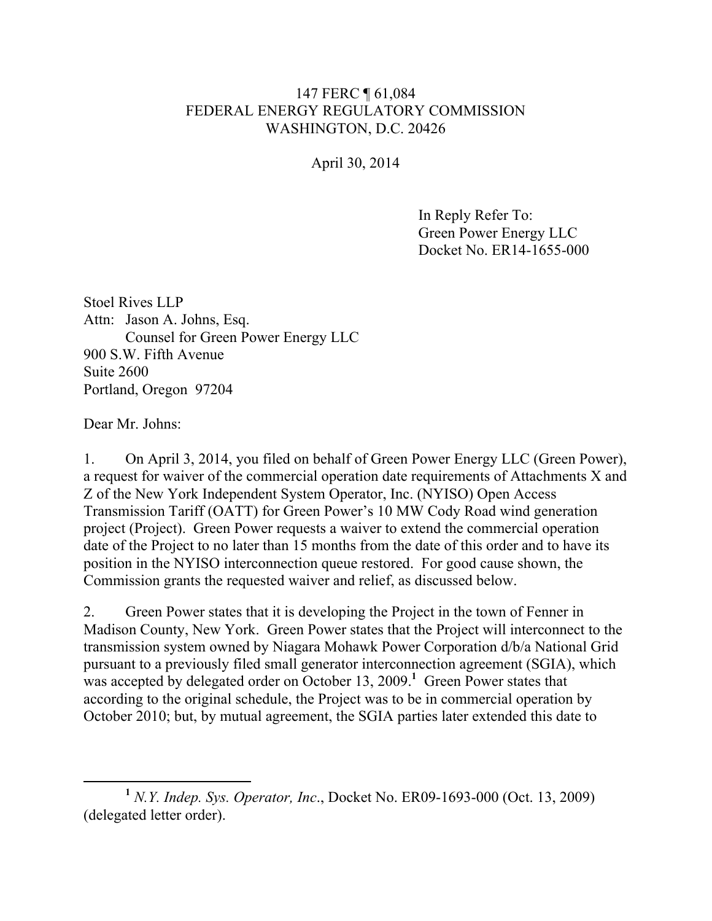147 FERC ¶ 61,084
FEDERAL ENERGY REGULATORY COMMISSION
WASHINGTON, D.C. 20426

April 30, 2014

In Reply Refer To:
Green Power Energy LLC
Docket No. ER14-1655-000

Stoel Rives LLP
Attn: Jason A. Johns, Esq.
Counsel for Green Power Energy LLC
900 S.W. Fifth Avenue
Suite 2600
Portland, Oregon 97204

Dear Mr. Johns:

1. On April 3, 2014, you filed on behalf of Green Power Energy LLC (Green Power), a request for waiver of the commercial operation date requirements of Attachments X and Z of the New York Independent System Operator, Inc. (NYISO) Open Access Transmission Tariff (OATT) for Green Power's 10 MW Cody Road wind generation project (Project). Green Power requests a waiver to extend the commercial operation date of the Project to no later than 15 months from the date of this order and to have its position in the NYISO interconnection queue restored. For good cause shown, the Commission grants the requested waiver and relief, as discussed below.

2. Green Power states that it is developing the Project in the town of Fenner in Madison County, New York. Green Power states that the Project will interconnect to the transmission system owned by Niagara Mohawk Power Corporation d/b/a National Grid pursuant to a previously filed small generator interconnection agreement (SGIA), which was accepted by delegated order on October 13, 2009.[1] Green Power states that according to the original schedule, the Project was to be in commercial operation by October 2010; but, by mutual agreement, the SGIA parties later extended this date to

[1] *N.Y. Indep. Sys. Operator, Inc.*, Docket No. ER09-1693-000 (Oct. 13, 2009) (delegated letter order).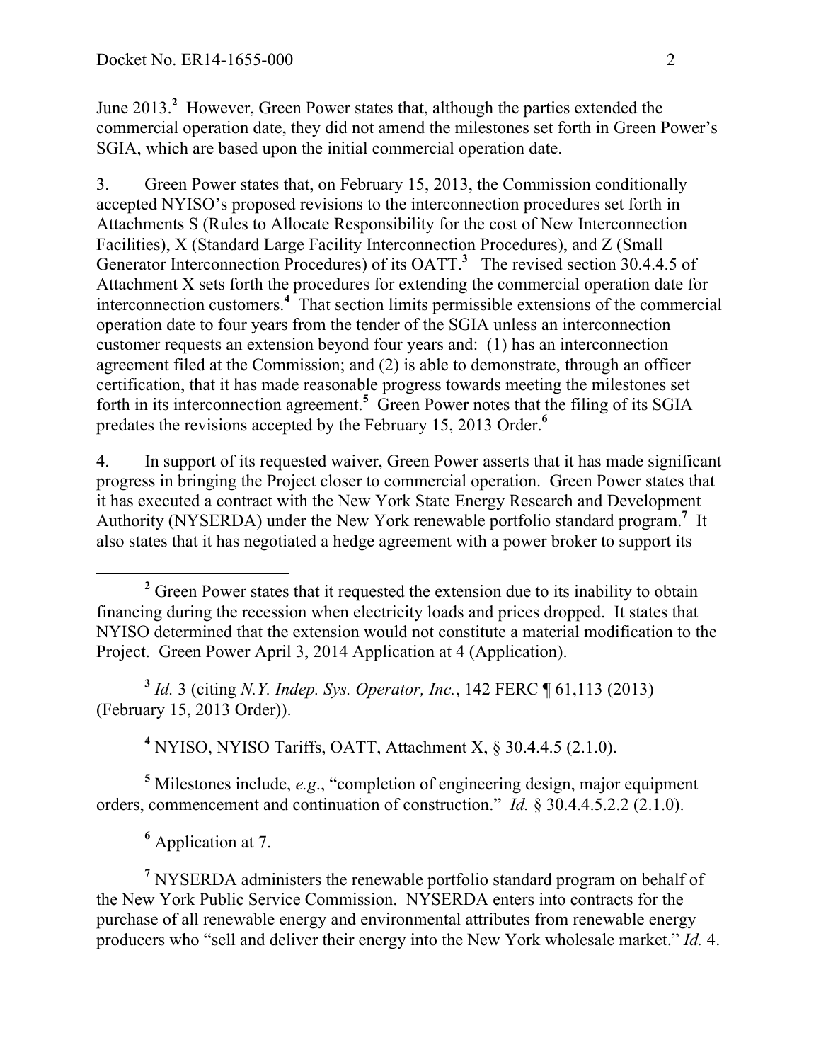June 2013.[2] However, Green Power states that, although the parties extended the commercial operation date, they did not amend the milestones set forth in Green Power's SGIA, which are based upon the initial commercial operation date.

3. Green Power states that, on February 15, 2013, the Commission conditionally accepted NYISO's proposed revisions to the interconnection procedures set forth in Attachments S (Rules to Allocate Responsibility for the cost of New Interconnection Facilities), X (Standard Large Facility Interconnection Procedures), and Z (Small Generator Interconnection Procedures) of its OATT.[3] The revised section 30.4.4.5 of Attachment X sets forth the procedures for extending the commercial operation date for interconnection customers.[4] That section limits permissible extensions of the commercial operation date to four years from the tender of the SGIA unless an interconnection customer requests an extension beyond four years and: (1) has an interconnection agreement filed at the Commission; and (2) is able to demonstrate, through an officer certification, that it has made reasonable progress towards meeting the milestones set forth in its interconnection agreement.[5] Green Power notes that the filing of its SGIA predates the revisions accepted by the February 15, 2013 Order.[6]

4. In support of its requested waiver, Green Power asserts that it has made significant progress in bringing the Project closer to commercial operation. Green Power states that it has executed a contract with the New York State Energy Research and Development Authority (NYSERDA) under the New York renewable portfolio standard program.[7] It also states that it has negotiated a hedge agreement with a power broker to support its

---

[2] Green Power states that it requested the extension due to its inability to obtain financing during the recession when electricity loads and prices dropped. It states that NYISO determined that the extension would not constitute a material modification to the Project. Green Power April 3, 2014 Application at 4 (Application).

[3] *Id.* 3 (citing *N.Y. Indep. Sys. Operator, Inc.*, 142 FERC ¶ 61,113 (2013) (February 15, 2013 Order)).

[4] NYISO, NYISO Tariffs, OATT, Attachment X, § 30.4.4.5 (2.1.0).

[5] Milestones include, *e.g*., "completion of engineering design, major equipment orders, commencement and continuation of construction." *Id.* § 30.4.4.5.2.2 (2.1.0).

[6] Application at 7.

[7] NYSERDA administers the renewable portfolio standard program on behalf of the New York Public Service Commission. NYSERDA enters into contracts for the purchase of all renewable energy and environmental attributes from renewable energy producers who "sell and deliver their energy into the New York wholesale market." *Id.* 4.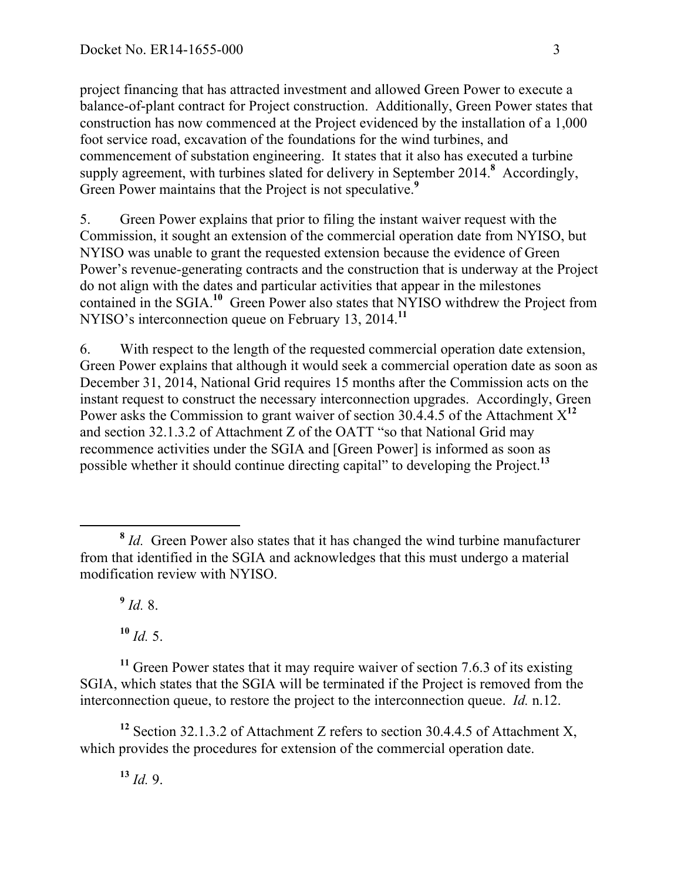project financing that has attracted investment and allowed Green Power to execute a balance-of-plant contract for Project construction. Additionally, Green Power states that construction has now commenced at the Project evidenced by the installation of a 1,000 foot service road, excavation of the foundations for the wind turbines, and commencement of substation engineering. It states that it also has executed a turbine supply agreement, with turbines slated for delivery in September 2014.[8] Accordingly, Green Power maintains that the Project is not speculative.[9]

5. Green Power explains that prior to filing the instant waiver request with the Commission, it sought an extension of the commercial operation date from NYISO, but NYISO was unable to grant the requested extension because the evidence of Green Power's revenue-generating contracts and the construction that is underway at the Project do not align with the dates and particular activities that appear in the milestones contained in the SGIA.[10] Green Power also states that NYISO withdrew the Project from NYISO's interconnection queue on February 13, 2014.[11]

6. With respect to the length of the requested commercial operation date extension, Green Power explains that although it would seek a commercial operation date as soon as December 31, 2014, National Grid requires 15 months after the Commission acts on the instant request to construct the necessary interconnection upgrades. Accordingly, Green Power asks the Commission to grant waiver of section 30.4.4.5 of the Attachment X[12] and section 32.1.3.2 of Attachment Z of the OATT "so that National Grid may recommence activities under the SGIA and [Green Power] is informed as soon as possible whether it should continue directing capital" to developing the Project.[13]

---

[8] *Id.* Green Power also states that it has changed the wind turbine manufacturer from that identified in the SGIA and acknowledges that this must undergo a material modification review with NYISO.

[9] *Id.* 8.

[10] *Id.* 5.

[11] Green Power states that it may require waiver of section 7.6.3 of its existing SGIA, which states that the SGIA will be terminated if the Project is removed from the interconnection queue, to restore the project to the interconnection queue. *Id.* n.12.

[12] Section 32.1.3.2 of Attachment Z refers to section 30.4.4.5 of Attachment X, which provides the procedures for extension of the commercial operation date.

[13] *Id.* 9.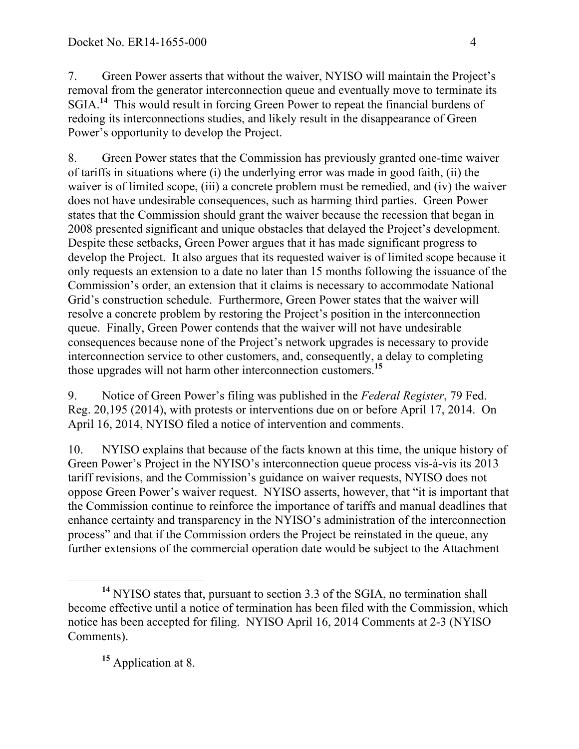7. Green Power asserts that without the waiver, NYISO will maintain the Project's removal from the generator interconnection queue and eventually move to terminate its SGIA.[14] This would result in forcing Green Power to repeat the financial burdens of redoing its interconnections studies, and likely result in the disappearance of Green Power's opportunity to develop the Project.

8. Green Power states that the Commission has previously granted one-time waiver of tariffs in situations where (i) the underlying error was made in good faith, (ii) the waiver is of limited scope, (iii) a concrete problem must be remedied, and (iv) the waiver does not have undesirable consequences, such as harming third parties. Green Power states that the Commission should grant the waiver because the recession that began in 2008 presented significant and unique obstacles that delayed the Project's development. Despite these setbacks, Green Power argues that it has made significant progress to develop the Project. It also argues that its requested waiver is of limited scope because it only requests an extension to a date no later than 15 months following the issuance of the Commission's order, an extension that it claims is necessary to accommodate National Grid's construction schedule. Furthermore, Green Power states that the waiver will resolve a concrete problem by restoring the Project's position in the interconnection queue. Finally, Green Power contends that the waiver will not have undesirable consequences because none of the Project's network upgrades is necessary to provide interconnection service to other customers, and, consequently, a delay to completing those upgrades will not harm other interconnection customers.[15]

9. Notice of Green Power's filing was published in the *Federal Register*, 79 Fed. Reg. 20,195 (2014), with protests or interventions due on or before April 17, 2014. On April 16, 2014, NYISO filed a notice of intervention and comments.

10. NYISO explains that because of the facts known at this time, the unique history of Green Power's Project in the NYISO's interconnection queue process vis-à-vis its 2013 tariff revisions, and the Commission's guidance on waiver requests, NYISO does not oppose Green Power's waiver request. NYISO asserts, however, that "it is important that the Commission continue to reinforce the importance of tariffs and manual deadlines that enhance certainty and transparency in the NYISO's administration of the interconnection process" and that if the Commission orders the Project be reinstated in the queue, any further extensions of the commercial operation date would be subject to the Attachment

---

[14] NYISO states that, pursuant to section 3.3 of the SGIA, no termination shall become effective until a notice of termination has been filed with the Commission, which notice has been accepted for filing. NYISO April 16, 2014 Comments at 2-3 (NYISO Comments).

[15] Application at 8.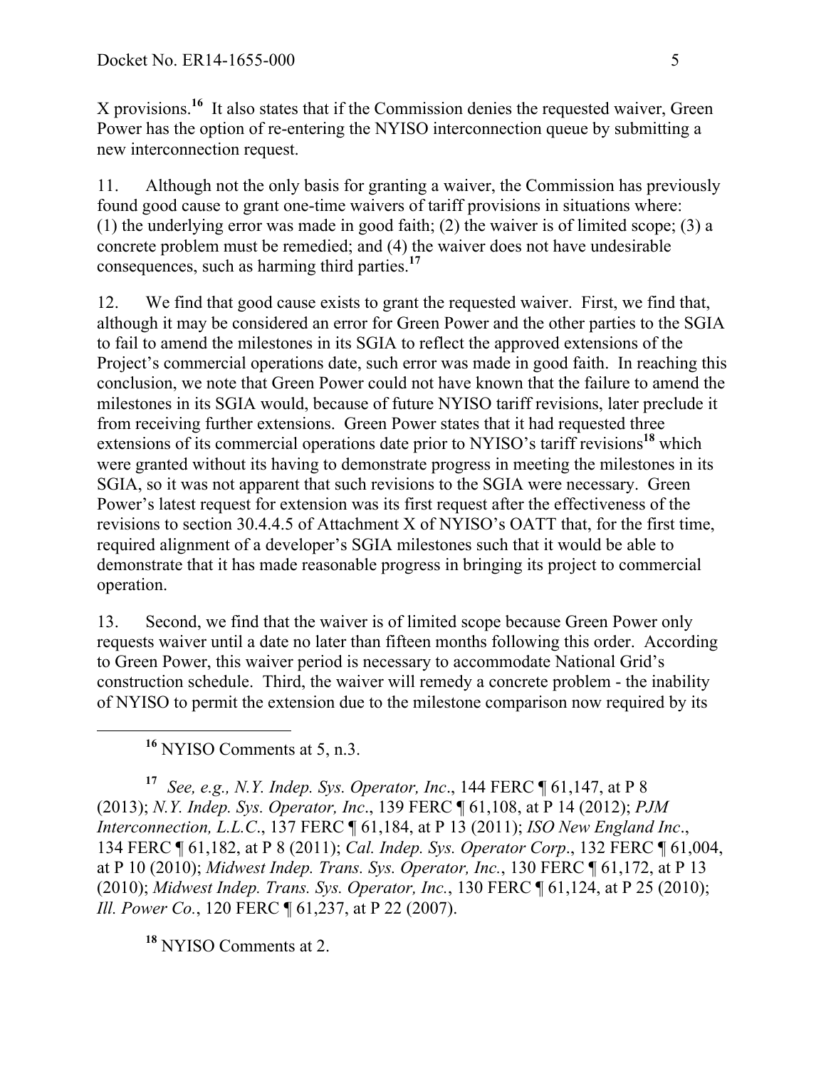X provisions.[16] It also states that if the Commission denies the requested waiver, Green Power has the option of re-entering the NYISO interconnection queue by submitting a new interconnection request.

11. Although not the only basis for granting a waiver, the Commission has previously found good cause to grant one-time waivers of tariff provisions in situations where: (1) the underlying error was made in good faith; (2) the waiver is of limited scope; (3) a concrete problem must be remedied; and (4) the waiver does not have undesirable consequences, such as harming third parties.[17]

12. We find that good cause exists to grant the requested waiver. First, we find that, although it may be considered an error for Green Power and the other parties to the SGIA to fail to amend the milestones in its SGIA to reflect the approved extensions of the Project's commercial operations date, such error was made in good faith. In reaching this conclusion, we note that Green Power could not have known that the failure to amend the milestones in its SGIA would, because of future NYISO tariff revisions, later preclude it from receiving further extensions. Green Power states that it had requested three extensions of its commercial operations date prior to NYISO's tariff revisions[18] which were granted without its having to demonstrate progress in meeting the milestones in its SGIA, so it was not apparent that such revisions to the SGIA were necessary. Green Power's latest request for extension was its first request after the effectiveness of the revisions to section 30.4.4.5 of Attachment X of NYISO's OATT that, for the first time, required alignment of a developer's SGIA milestones such that it would be able to demonstrate that it has made reasonable progress in bringing its project to commercial operation.

13. Second, we find that the waiver is of limited scope because Green Power only requests waiver until a date no later than fifteen months following this order. According to Green Power, this waiver period is necessary to accommodate National Grid's construction schedule. Third, the waiver will remedy a concrete problem - the inability of NYISO to permit the extension due to the milestone comparison now required by its

---

[16] NYISO Comments at 5, n.3.

[17] *See, e.g., N.Y. Indep. Sys. Operator, Inc*., 144 FERC ¶ 61,147, at P 8 (2013); *N.Y. Indep. Sys. Operator, Inc*., 139 FERC ¶ 61,108, at P 14 (2012); *PJM Interconnection, L.L.C*., 137 FERC ¶ 61,184, at P 13 (2011); *ISO New England Inc*., 134 FERC ¶ 61,182, at P 8 (2011); *Cal. Indep. Sys. Operator Corp*., 132 FERC ¶ 61,004, at P 10 (2010); *Midwest Indep. Trans. Sys. Operator, Inc.*, 130 FERC ¶ 61,172, at P 13 (2010); *Midwest Indep. Trans. Sys. Operator, Inc.*, 130 FERC ¶ 61,124, at P 25 (2010); *Ill. Power Co.*, 120 FERC ¶ 61,237, at P 22 (2007).

[18] NYISO Comments at 2.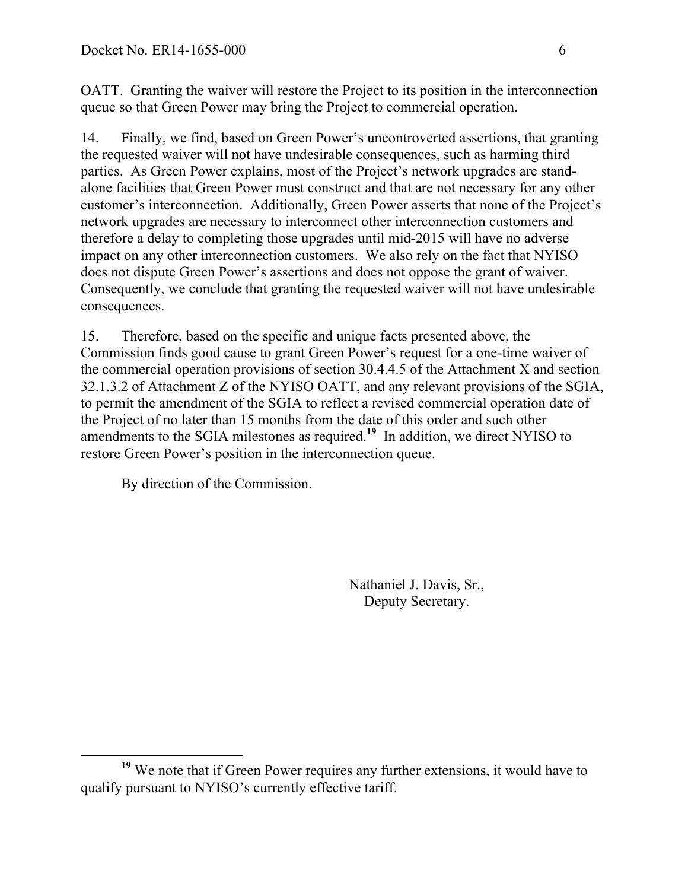OATT. Granting the waiver will restore the Project to its position in the interconnection queue so that Green Power may bring the Project to commercial operation.

14. Finally, we find, based on Green Power's uncontroverted assertions, that granting the requested waiver will not have undesirable consequences, such as harming third parties. As Green Power explains, most of the Project's network upgrades are stand-alone facilities that Green Power must construct and that are not necessary for any other customer's interconnection. Additionally, Green Power asserts that none of the Project's network upgrades are necessary to interconnect other interconnection customers and therefore a delay to completing those upgrades until mid-2015 will have no adverse impact on any other interconnection customers. We also rely on the fact that NYISO does not dispute Green Power's assertions and does not oppose the grant of waiver. Consequently, we conclude that granting the requested waiver will not have undesirable consequences.

15. Therefore, based on the specific and unique facts presented above, the Commission finds good cause to grant Green Power's request for a one-time waiver of the commercial operation provisions of section 30.4.4.5 of the Attachment X and section 32.1.3.2 of Attachment Z of the NYISO OATT, and any relevant provisions of the SGIA, to permit the amendment of the SGIA to reflect a revised commercial operation date of the Project of no later than 15 months from the date of this order and such other amendments to the SGIA milestones as required.[19] In addition, we direct NYISO to restore Green Power's position in the interconnection queue.

By direction of the Commission.

Nathaniel J. Davis, Sr.,
Deputy Secretary.

[19] We note that if Green Power requires any further extensions, it would have to qualify pursuant to NYISO's currently effective tariff.